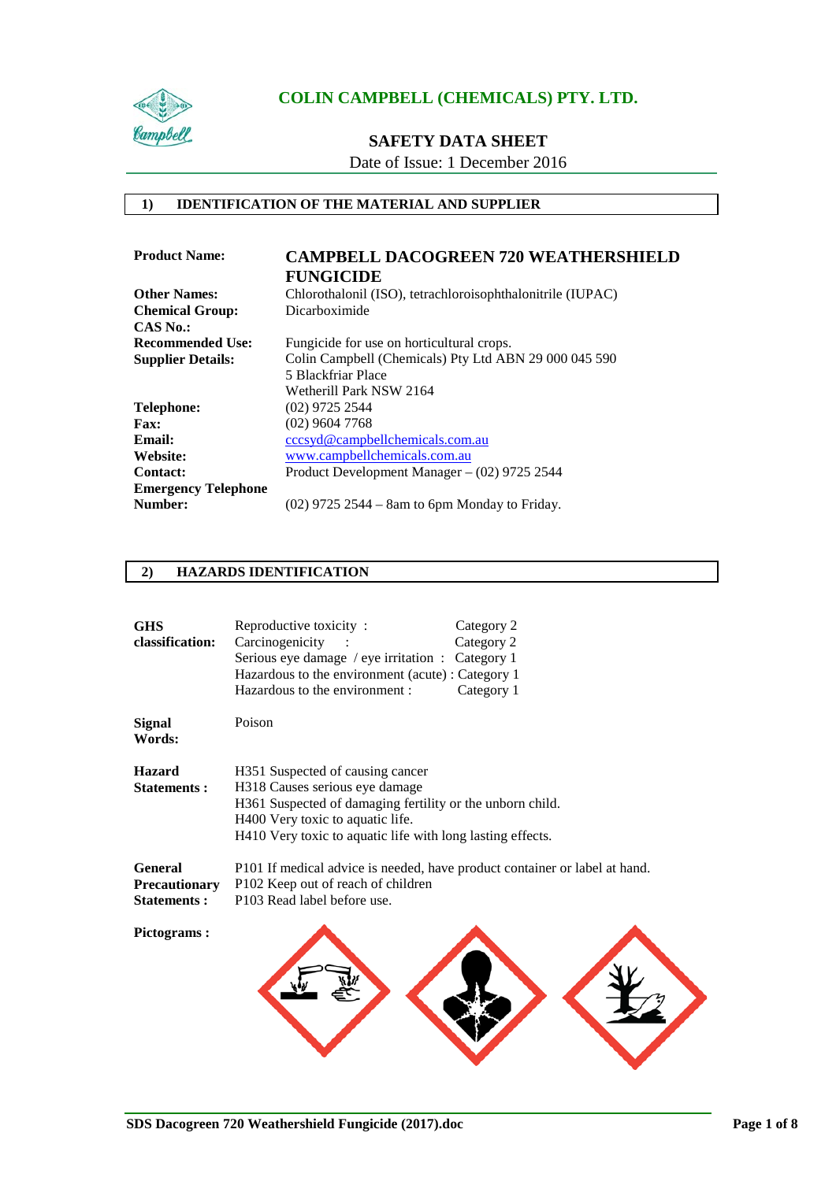**COLIN CAMPBELL (CHEMICALS) PTY. LTD.**

# SAFETY DATA SHEET

Date of Issue: 1 December 2016

## 1) IDENTIFICATION OF THE MATERIAL AND SUPPLIER

| | |
|---|---|
| **Product Name:** | **CAMPBELL DACOGREEN 720 WEATHERSHIELD FUNGICIDE** |
| **Other Names:** | Chlorothalonil (ISO), tetrachloroisophthalonitrile (IUPAC) |
| **Chemical Group:** | Dicarboximide |
| **CAS No.:** | |
| **Recommended Use:** | Fungicide for use on horticultural crops. |
| **Supplier Details:** | Colin Campbell (Chemicals) Pty Ltd ABN 29 000 045 590<br>5 Blackfriar Place<br>Wetherill Park NSW 2164 |
| **Telephone:** | (02) 9725 2544 |
| **Fax:** | (02) 9604 7768 |
| **Email:** | cccsyd@campbellchemicals.com.au |
| **Website:** | www.campbellchemicals.com.au |
| **Contact:** | Product Development Manager – (02) 9725 2544 |
| **Emergency Telephone Number:** | (02) 9725 2544 – 8am to 6pm Monday to Friday. |

## 2) HAZARDS IDENTIFICATION

**GHS classification:**

| | |
|---|---|
| Reproductive toxicity : | Category 2 |
| Carcinogenicity : | Category 2 |
| Serious eye damage / eye irritation : | Category 1 |
| Hazardous to the environment (acute) : | Category 1 |
| Hazardous to the environment : | Category 1 |

**Signal Words:** Poison

**Hazard Statements :**

H351 Suspected of causing cancer
H318 Causes serious eye damage
H361 Suspected of damaging fertility or the unborn child.
H400 Very toxic to aquatic life.
H410 Very toxic to aquatic life with long lasting effects.

**General Precautionary Statements :**

P101 If medical advice is needed, have product container or label at hand.
P102 Keep out of reach of children
P103 Read label before use.

**Pictograms :**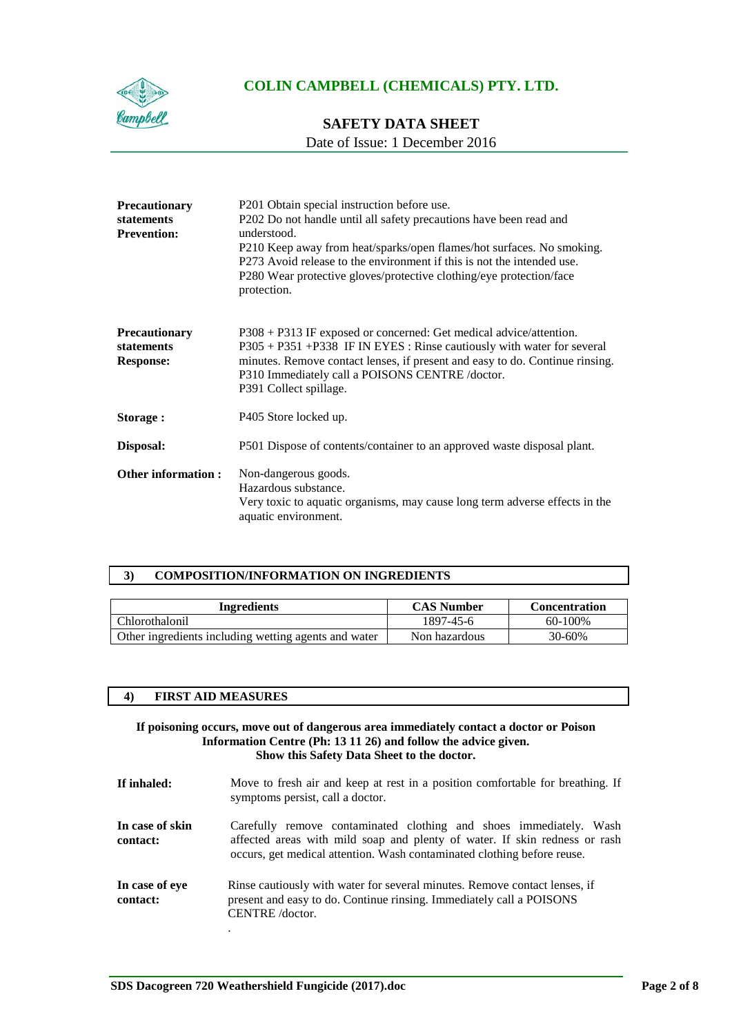**Precautionary statements Prevention:**

P201 Obtain special instruction before use.
P202 Do not handle until all safety precautions have been read and understood.
P210 Keep away from heat/sparks/open flames/hot surfaces. No smoking.
P273 Avoid release to the environment if this is not the intended use.
P280 Wear protective gloves/protective clothing/eye protection/face protection.

**Precautionary statements Response:**

P308 + P313 IF exposed or concerned: Get medical advice/attention.
P305 + P351 +P338 IF IN EYES : Rinse cautiously with water for several minutes. Remove contact lenses, if present and easy to do. Continue rinsing.
P310 Immediately call a POISONS CENTRE /doctor.
P391 Collect spillage.

**Storage :** P405 Store locked up.

**Disposal:** P501 Dispose of contents/container to an approved waste disposal plant.

**Other information :**

Non-dangerous goods.
Hazardous substance.
Very toxic to aquatic organisms, may cause long term adverse effects in the aquatic environment.

## 3) COMPOSITION/INFORMATION ON INGREDIENTS

| Ingredients | CAS Number | Concentration |
|---|---|---|
| Chlorothalonil | 1897-45-6 | 60-100% |
| Other ingredients including wetting agents and water | Non hazardous | 30-60% |

## 4) FIRST AID MEASURES

**If poisoning occurs, move out of dangerous area immediately contact a doctor or Poison Information Centre (Ph: 13 11 26) and follow the advice given. Show this Safety Data Sheet to the doctor.**

**If inhaled:** Move to fresh air and keep at rest in a position comfortable for breathing. If symptoms persist, call a doctor.

**In case of skin contact:** Carefully remove contaminated clothing and shoes immediately. Wash affected areas with mild soap and plenty of water. If skin redness or rash occurs, get medical attention. Wash contaminated clothing before reuse.

**In case of eye contact:** Rinse cautiously with water for several minutes. Remove contact lenses, if present and easy to do. Continue rinsing. Immediately call a POISONS CENTRE /doctor.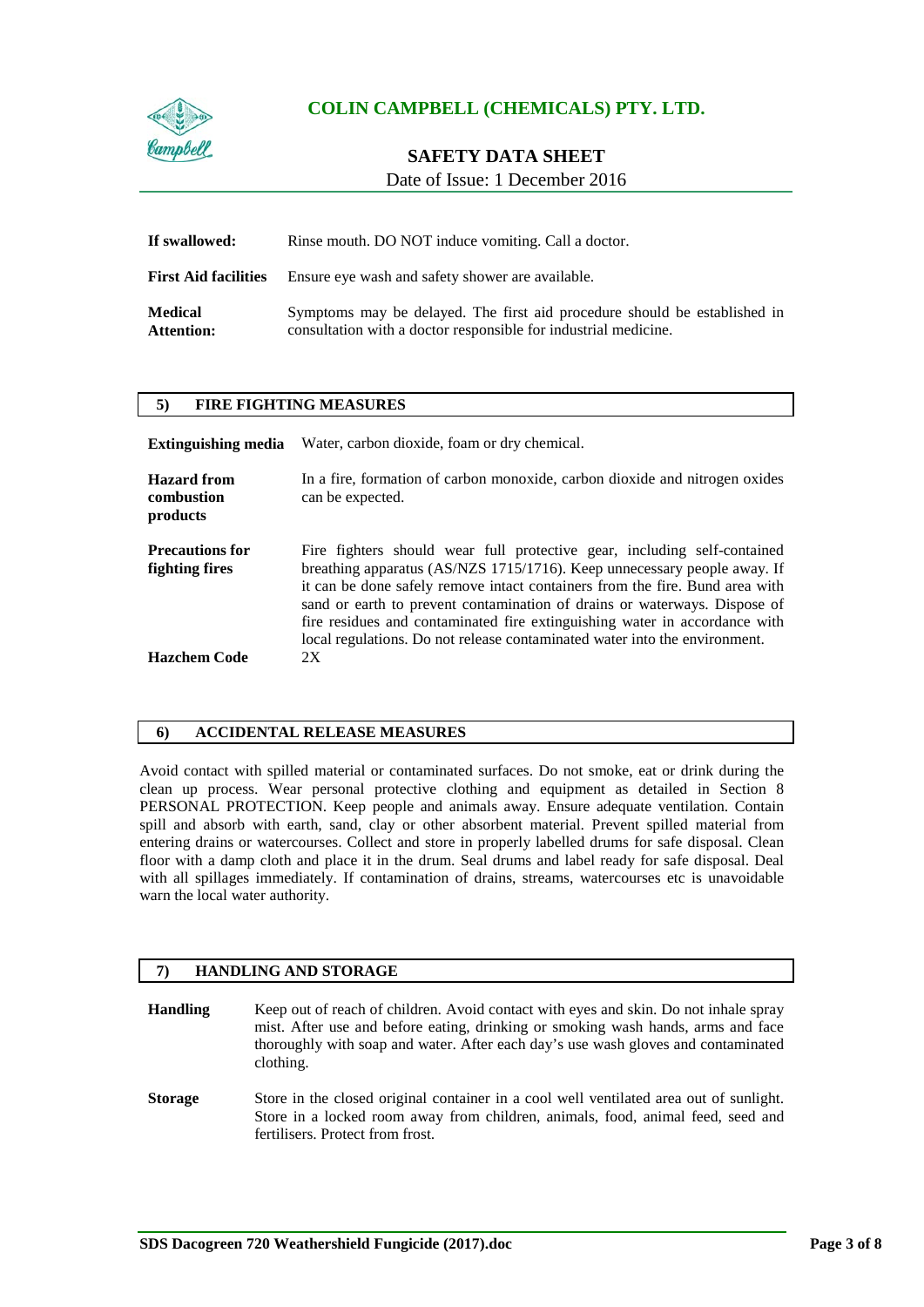**If swallowed:** Rinse mouth. DO NOT induce vomiting. Call a doctor.

**First Aid facilities** Ensure eye wash and safety shower are available.

**Medical Attention:** Symptoms may be delayed. The first aid procedure should be established in consultation with a doctor responsible for industrial medicine.

## 5) FIRE FIGHTING MEASURES

**Extinguishing media** Water, carbon dioxide, foam or dry chemical.

**Hazard from combustion products** In a fire, formation of carbon monoxide, carbon dioxide and nitrogen oxides can be expected.

**Precautions for fighting fires** Fire fighters should wear full protective gear, including self-contained breathing apparatus (AS/NZS 1715/1716). Keep unnecessary people away. If it can be done safely remove intact containers from the fire. Bund area with sand or earth to prevent contamination of drains or waterways. Dispose of fire residues and contaminated fire extinguishing water in accordance with local regulations. Do not release contaminated water into the environment.

**Hazchem Code** 2X

## 6) ACCIDENTAL RELEASE MEASURES

Avoid contact with spilled material or contaminated surfaces. Do not smoke, eat or drink during the clean up process. Wear personal protective clothing and equipment as detailed in Section 8 PERSONAL PROTECTION. Keep people and animals away. Ensure adequate ventilation. Contain spill and absorb with earth, sand, clay or other absorbent material. Prevent spilled material from entering drains or watercourses. Collect and store in properly labelled drums for safe disposal. Clean floor with a damp cloth and place it in the drum. Seal drums and label ready for safe disposal. Deal with all spillages immediately. If contamination of drains, streams, watercourses etc is unavoidable warn the local water authority.

## 7) HANDLING AND STORAGE

**Handling** Keep out of reach of children. Avoid contact with eyes and skin. Do not inhale spray mist. After use and before eating, drinking or smoking wash hands, arms and face thoroughly with soap and water. After each day's use wash gloves and contaminated clothing.

**Storage** Store in the closed original container in a cool well ventilated area out of sunlight. Store in a locked room away from children, animals, food, animal feed, seed and fertilisers. Protect from frost.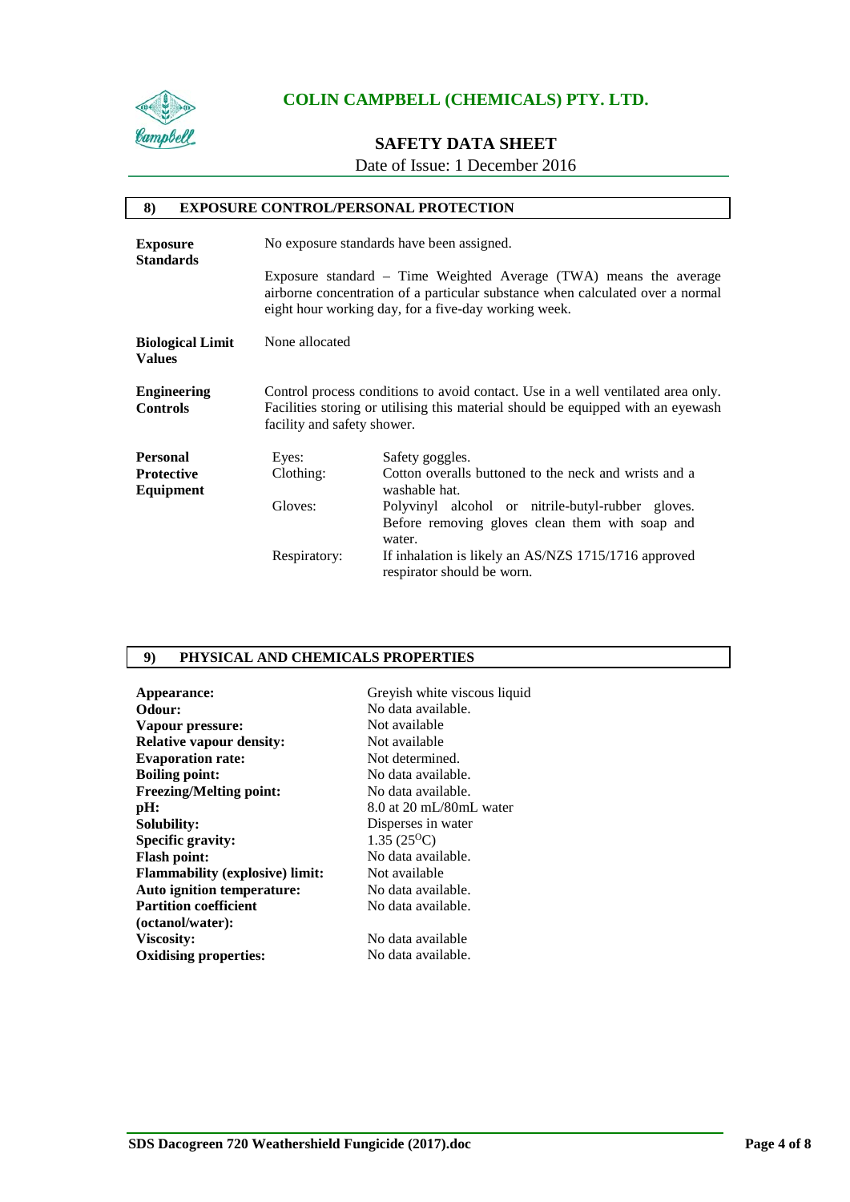## 8) EXPOSURE CONTROL/PERSONAL PROTECTION

**Exposure Standards**

No exposure standards have been assigned.

Exposure standard – Time Weighted Average (TWA) means the average airborne concentration of a particular substance when calculated over a normal eight hour working day, for a five-day working week.

**Biological Limit Values**

None allocated

**Engineering Controls**

Control process conditions to avoid contact. Use in a well ventilated area only. Facilities storing or utilising this material should be equipped with an eyewash facility and safety shower.

**Personal Protective Equipment**

| | |
|---|---|
| Eyes: | Safety goggles. |
| Clothing: | Cotton overalls buttoned to the neck and wrists and a washable hat. |
| Gloves: | Polyvinyl alcohol or nitrile-butyl-rubber gloves. Before removing gloves clean them with soap and water. |
| Respiratory: | If inhalation is likely an AS/NZS 1715/1716 approved respirator should be worn. |

## 9) PHYSICAL AND CHEMICALS PROPERTIES

| | |
|---|---|
| **Appearance:** | Greyish white viscous liquid |
| **Odour:** | No data available. |
| **Vapour pressure:** | Not available |
| **Relative vapour density:** | Not available |
| **Evaporation rate:** | Not determined. |
| **Boiling point:** | No data available. |
| **Freezing/Melting point:** | No data available. |
| **pH:** | 8.0 at 20 mL/80mL water |
| **Solubility:** | Disperses in water |
| **Specific gravity:** | 1.35 (25$^{O}$C) |
| **Flash point:** | No data available. |
| **Flammability (explosive) limit:** | Not available |
| **Auto ignition temperature:** | No data available. |
| **Partition coefficient (octanol/water):** | No data available. |
| **Viscosity:** | No data available |
| **Oxidising properties:** | No data available. |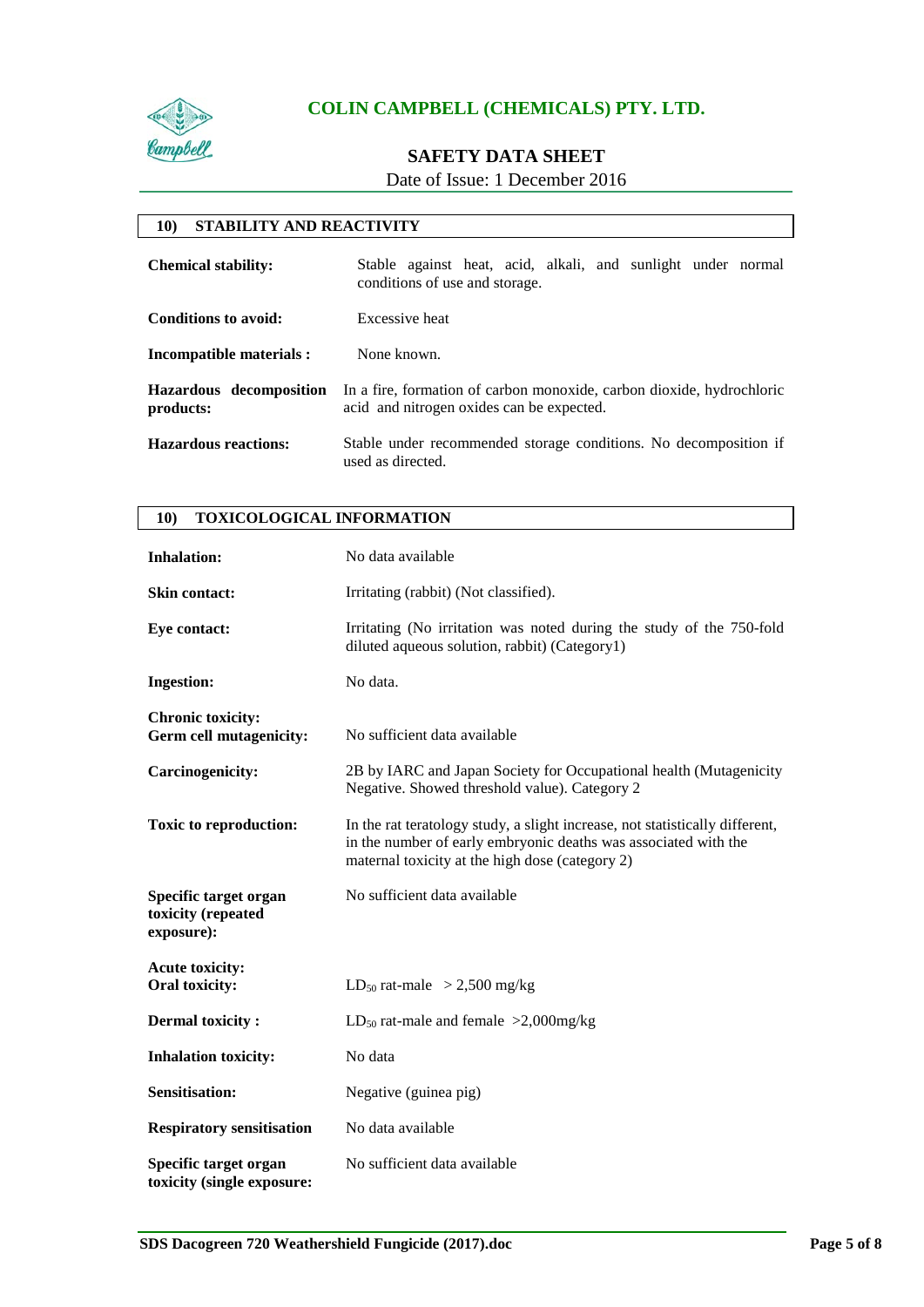## 10) STABILITY AND REACTIVITY

| | |
|---|---|
| **Chemical stability:** | Stable against heat, acid, alkali, and sunlight under normal conditions of use and storage. |
| **Conditions to avoid:** | Excessive heat |
| **Incompatible materials :** | None known. |
| **Hazardous decomposition products:** | In a fire, formation of carbon monoxide, carbon dioxide, hydrochloric acid and nitrogen oxides can be expected. |
| **Hazardous reactions:** | Stable under recommended storage conditions. No decomposition if used as directed. |

## 10) TOXICOLOGICAL INFORMATION

| | |
|---|---|
| **Inhalation:** | No data available |
| **Skin contact:** | Irritating (rabbit) (Not classified). |
| **Eye contact:** | Irritating (No irritation was noted during the study of the 750-fold diluted aqueous solution, rabbit) (Category1) |
| **Ingestion:** | No data. |
| **Chronic toxicity:** | |
| **Germ cell mutagenicity:** | No sufficient data available |
| **Carcinogenicity:** | 2B by IARC and Japan Society for Occupational health (Mutagenicity Negative. Showed threshold value). Category 2 |
| **Toxic to reproduction:** | In the rat teratology study, a slight increase, not statistically different, in the number of early embryonic deaths was associated with the maternal toxicity at the high dose (category 2) |
| **Specific target organ toxicity (repeated exposure):** | No sufficient data available |
| **Acute toxicity:** | |
| **Oral toxicity:** | $LD_{50}$ rat-male > 2,500 mg/kg |
| **Dermal toxicity :** | $LD_{50}$ rat-male and female >2,000mg/kg |
| **Inhalation toxicity:** | No data |
| **Sensitisation:** | Negative (guinea pig) |
| **Respiratory sensitisation** | No data available |
| **Specific target organ toxicity (single exposure:** | No sufficient data available |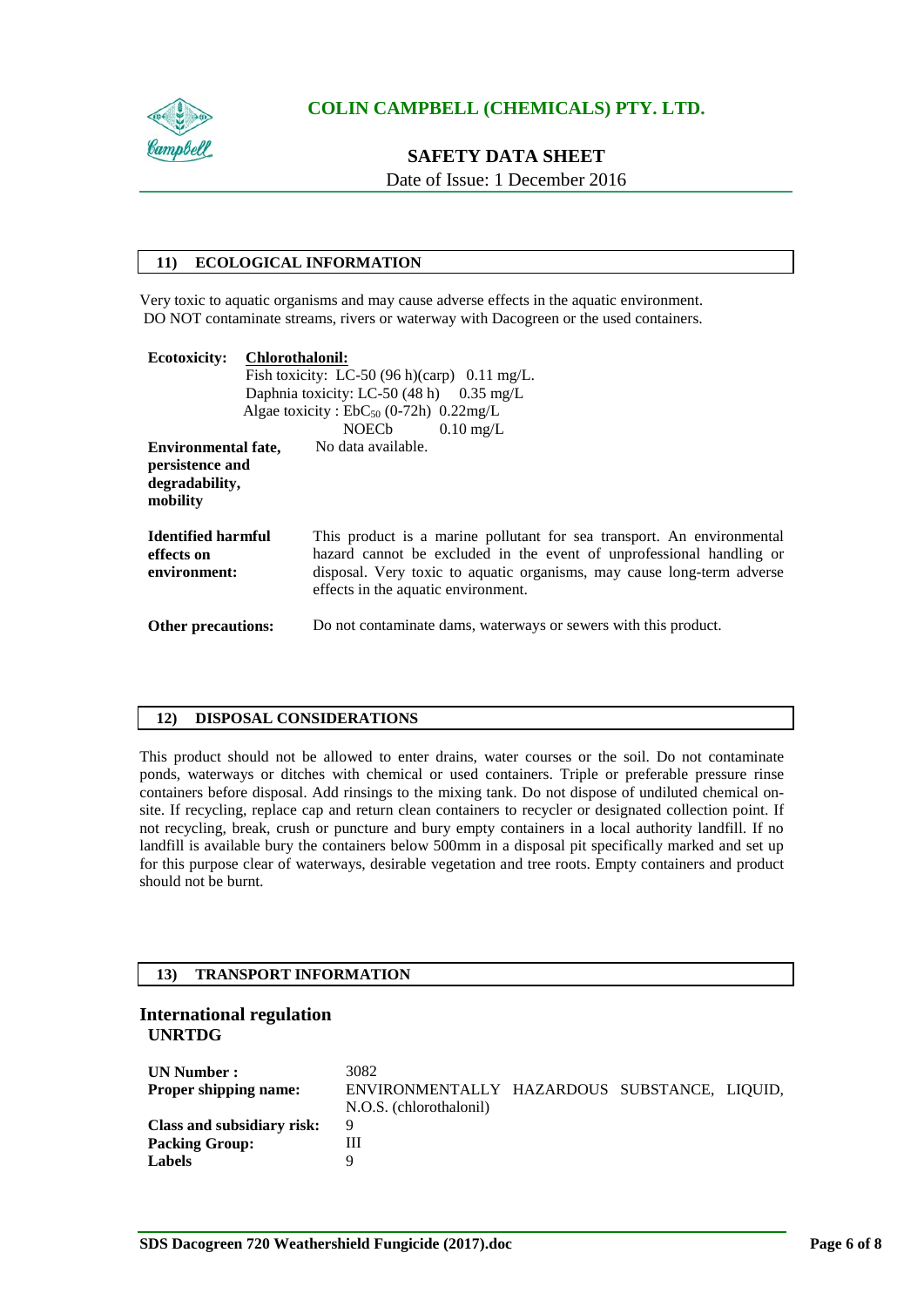## 11) ECOLOGICAL INFORMATION

Very toxic to aquatic organisms and may cause adverse effects in the aquatic environment. DO NOT contaminate streams, rivers or waterway with Dacogreen or the used containers.

**Ecotoxicity:** **Chlorothalonil:**

Fish toxicity: LC-50 (96 h)(carp) 0.11 mg/L.

Daphnia toxicity: LC-50 (48 h) 0.35 mg/L

Algae toxicity : $EbC_{50}$ (0-72h) 0.22mg/L

NOECb 0.10 mg/L

**Environmental fate, persistence and degradability, mobility** No data available.

**Identified harmful effects on environment:** This product is a marine pollutant for sea transport. An environmental hazard cannot be excluded in the event of unprofessional handling or disposal. Very toxic to aquatic organisms, may cause long-term adverse effects in the aquatic environment.

**Other precautions:** Do not contaminate dams, waterways or sewers with this product.

## 12) DISPOSAL CONSIDERATIONS

This product should not be allowed to enter drains, water courses or the soil. Do not contaminate ponds, waterways or ditches with chemical or used containers. Triple or preferable pressure rinse containers before disposal. Add rinsings to the mixing tank. Do not dispose of undiluted chemical on-site. If recycling, replace cap and return clean containers to recycler or designated collection point. If not recycling, break, crush or puncture and bury empty containers in a local authority landfill. If no landfill is available bury the containers below 500mm in a disposal pit specifically marked and set up for this purpose clear of waterways, desirable vegetation and tree roots. Empty containers and product should not be burnt.

## 13) TRANSPORT INFORMATION

### International regulation

**UNRTDG**

| | |
|---|---|
| **UN Number :** | 3082 |
| **Proper shipping name:** | ENVIRONMENTALLY HAZARDOUS SUBSTANCE, LIQUID, N.O.S. (chlorothalonil) |
| **Class and subsidiary risk:** | 9 |
| **Packing Group:** | III |
| **Labels** | 9 |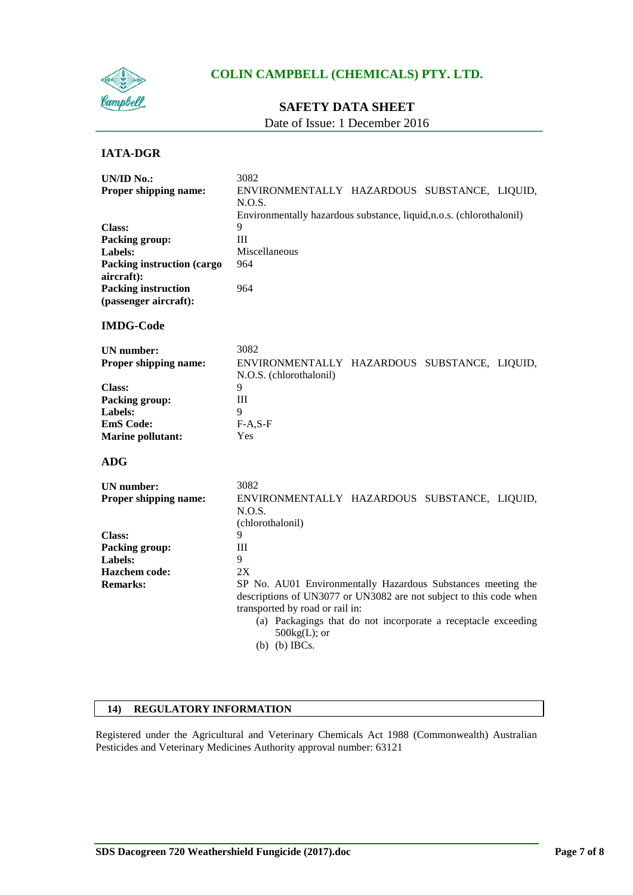### IATA-DGR

| | |
|---|---|
| **UN/ID No.:** | 3082 |
| **Proper shipping name:** | ENVIRONMENTALLY HAZARDOUS SUBSTANCE, LIQUID, N.O.S. Environmentally hazardous substance, liquid,n.o.s. (chlorothalonil) |
| **Class:** | 9 |
| **Packing group:** | III |
| **Labels:** | Miscellaneous |
| **Packing instruction (cargo aircraft):** | 964 |
| **Packing instruction (passenger aircraft):** | 964 |

### IMDG-Code

| | |
|---|---|
| **UN number:** | 3082 |
| **Proper shipping name:** | ENVIRONMENTALLY HAZARDOUS SUBSTANCE, LIQUID, N.O.S. (chlorothalonil) |
| **Class:** | 9 |
| **Packing group:** | III |
| **Labels:** | 9 |
| **EmS Code:** | F-A,S-F |
| **Marine pollutant:** | Yes |

### ADG

| | |
|---|---|
| **UN number:** | 3082 |
| **Proper shipping name:** | ENVIRONMENTALLY HAZARDOUS SUBSTANCE, LIQUID, N.O.S. (chlorothalonil) |
| **Class:** | 9 |
| **Packing group:** | III |
| **Labels:** | 9 |
| **Hazchem code:** | 2X |
| **Remarks:** | SP No. AU01 Environmentally Hazardous Substances meeting the descriptions of UN3077 or UN3082 are not subject to this code when transported by road or rail in: (a) Packagings that do not incorporate a receptacle exceeding 500kg(L); or (b) (b) IBCs. |

## 14) REGULATORY INFORMATION

Registered under the Agricultural and Veterinary Chemicals Act 1988 (Commonwealth) Australian Pesticides and Veterinary Medicines Authority approval number: 63121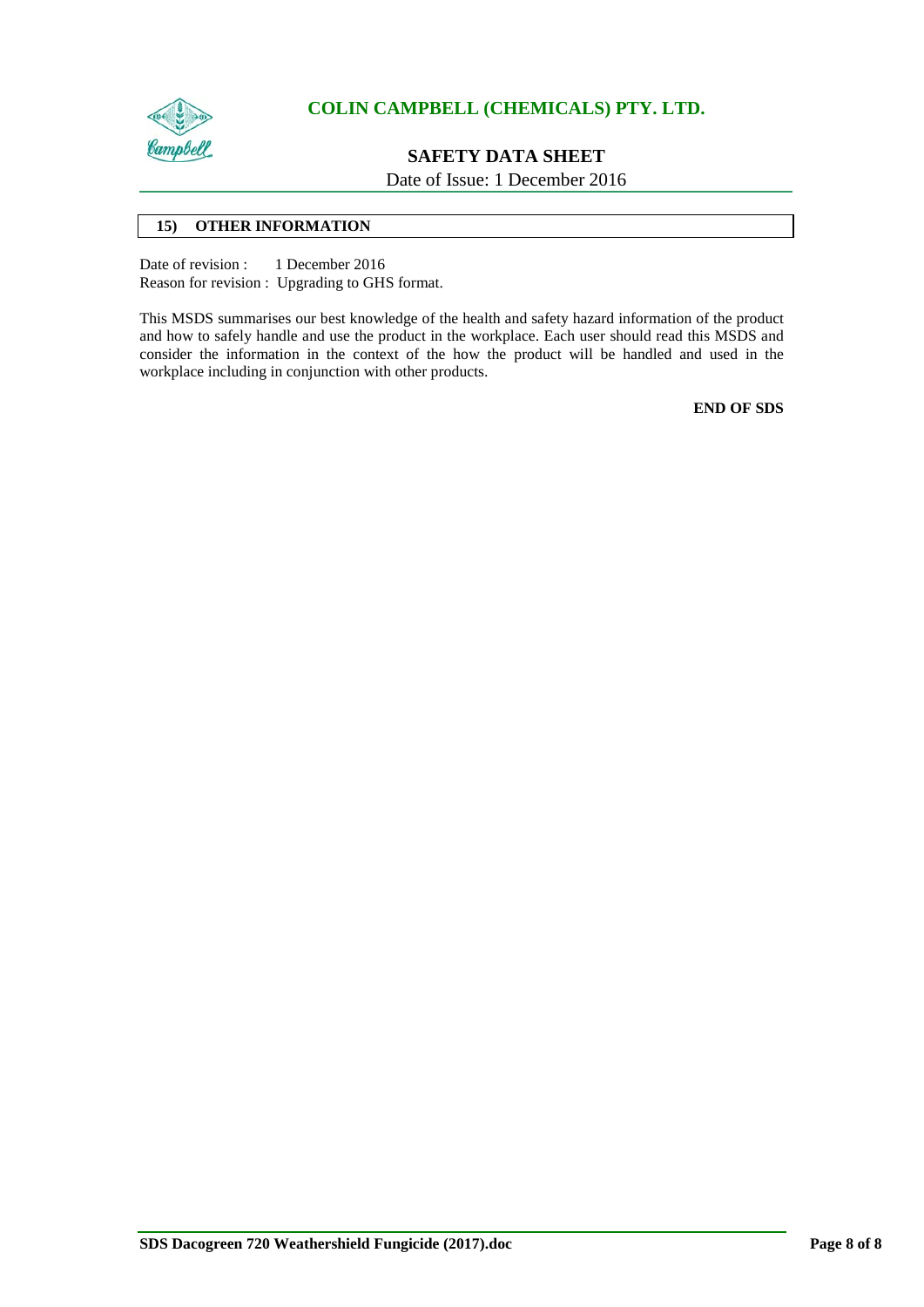## 15) OTHER INFORMATION

Date of revision : 1 December 2016
Reason for revision : Upgrading to GHS format.

This MSDS summarises our best knowledge of the health and safety hazard information of the product and how to safely handle and use the product in the workplace. Each user should read this MSDS and consider the information in the context of the how the product will be handled and used in the workplace including in conjunction with other products.

**END OF SDS**